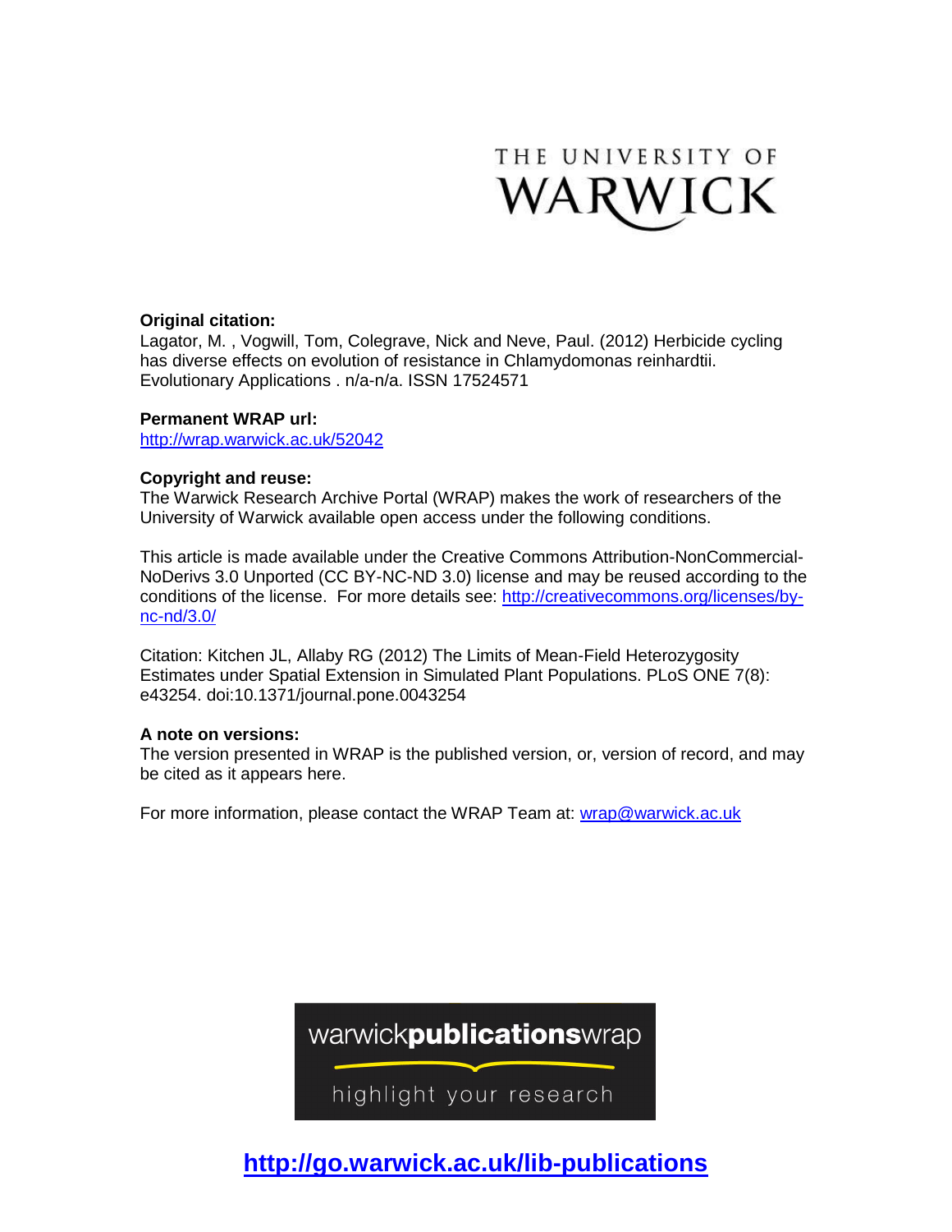THE UNIVERSITY OF WARWICK

**Original citation:**
Lagator, M. , Vogwill, Tom, Colegrave, Nick and Neve, Paul. (2012) Herbicide cycling has diverse effects on evolution of resistance in Chlamydomonas reinhardtii. Evolutionary Applications . n/a-n/a. ISSN 17524571

**Permanent WRAP url:**
http://wrap.warwick.ac.uk/52042

**Copyright and reuse:**
The Warwick Research Archive Portal (WRAP) makes the work of researchers of the University of Warwick available open access under the following conditions.

This article is made available under the Creative Commons Attribution-NonCommercial-NoDerivs 3.0 Unported (CC BY-NC-ND 3.0) license and may be reused according to the conditions of the license. For more details see: http://creativecommons.org/licenses/by-nc-nd/3.0/

Citation: Kitchen JL, Allaby RG (2012) The Limits of Mean-Field Heterozygosity Estimates under Spatial Extension in Simulated Plant Populations. PLoS ONE 7(8): e43254. doi:10.1371/journal.pone.0043254

**A note on versions:**
The version presented in WRAP is the published version, or, version of record, and may be cited as it appears here.

For more information, please contact the WRAP Team at: wrap@warwick.ac.uk

warwick**publications**wrap

highlight your research

**http://go.warwick.ac.uk/lib-publications**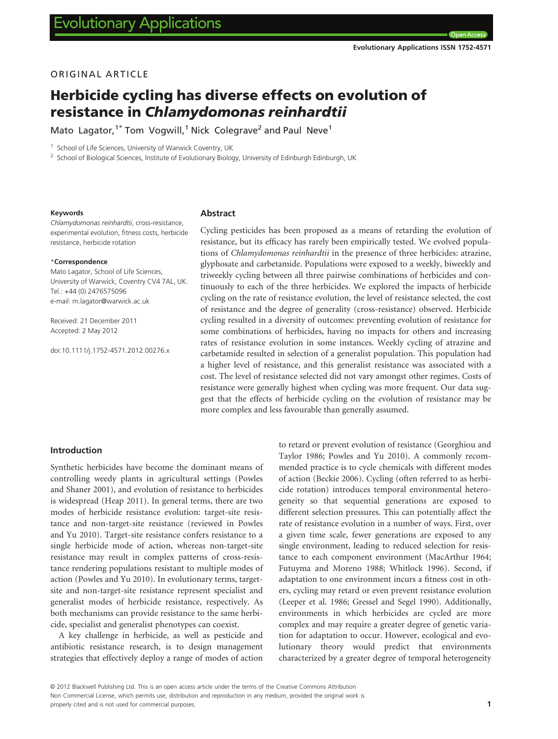# Herbicide cycling has diverse effects on evolution of resistance in *Chlamydomonas reinhardtii*

Mato Lagator,[1*] Tom Vogwill,[1] Nick Colegrave[2] and Paul Neve[1]

[1] School of Life Sciences, University of Warwick Coventry, UK

[2] School of Biological Sciences, Institute of Evolutionary Biology, University of Edinburgh Edinburgh, UK

**Keywords**

*Chlamydomonas reinhardtii*, cross-resistance, experimental evolution, fitness costs, herbicide resistance, herbicide rotation

**\*Correspondence**

Mato Lagator, School of Life Sciences, University of Warwick, Coventry CV4 7AL, UK.
Tel.: +44 (0) 2476575096
e-mail: m.lagator@warwick.ac.uk

Received: 21 December 2011
Accepted: 2 May 2012

doi:10.1111/j.1752-4571.2012.00276.x

## Abstract

Cycling pesticides has been proposed as a means of retarding the evolution of resistance, but its efficacy has rarely been empirically tested. We evolved populations of *Chlamydomonas reinhardtii* in the presence of three herbicides: atrazine, glyphosate and carbetamide. Populations were exposed to a weekly, biweekly and triweekly cycling between all three pairwise combinations of herbicides and continuously to each of the three herbicides. We explored the impacts of herbicide cycling on the rate of resistance evolution, the level of resistance selected, the cost of resistance and the degree of generality (cross-resistance) observed. Herbicide cycling resulted in a diversity of outcomes: preventing evolution of resistance for some combinations of herbicides, having no impacts for others and increasing rates of resistance evolution in some instances. Weekly cycling of atrazine and carbetamide resulted in selection of a generalist population. This population had a higher level of resistance, and this generalist resistance was associated with a cost. The level of resistance selected did not vary amongst other regimes. Costs of resistance were generally highest when cycling was more frequent. Our data suggest that the effects of herbicide cycling on the evolution of resistance may be more complex and less favourable than generally assumed.

## Introduction

Synthetic herbicides have become the dominant means of controlling weedy plants in agricultural settings (Powles and Shaner 2001), and evolution of resistance to herbicides is widespread (Heap 2011). In general terms, there are two modes of herbicide resistance evolution: target-site resistance and non-target-site resistance (reviewed in Powles and Yu 2010). Target-site resistance confers resistance to a single herbicide mode of action, whereas non-target-site resistance may result in complex patterns of cross-resistance rendering populations resistant to multiple modes of action (Powles and Yu 2010). In evolutionary terms, target-site and non-target-site resistance represent specialist and generalist modes of herbicide resistance, respectively. As both mechanisms can provide resistance to the same herbicide, specialist and generalist phenotypes can coexist.

A key challenge in herbicide, as well as pesticide and antibiotic resistance research, is to design management strategies that effectively deploy a range of modes of action to retard or prevent evolution of resistance (Georghiou and Taylor 1986; Powles and Yu 2010). A commonly recommended practice is to cycle chemicals with different modes of action (Beckie 2006). Cycling (often referred to as herbicide rotation) introduces temporal environmental heterogeneity so that sequential generations are exposed to different selection pressures. This can potentially affect the rate of resistance evolution in a number of ways. First, over a given time scale, fewer generations are exposed to any single environment, leading to reduced selection for resistance to each component environment (MacArthur 1964; Futuyma and Moreno 1988; Whitlock 1996). Second, if adaptation to one environment incurs a fitness cost in others, cycling may retard or even prevent resistance evolution (Leeper et al. 1986; Gressel and Segel 1990). Additionally, environments in which herbicides are cycled are more complex and may require a greater degree of genetic variation for adaptation to occur. However, ecological and evolutionary theory would predict that environments characterized by a greater degree of temporal heterogeneity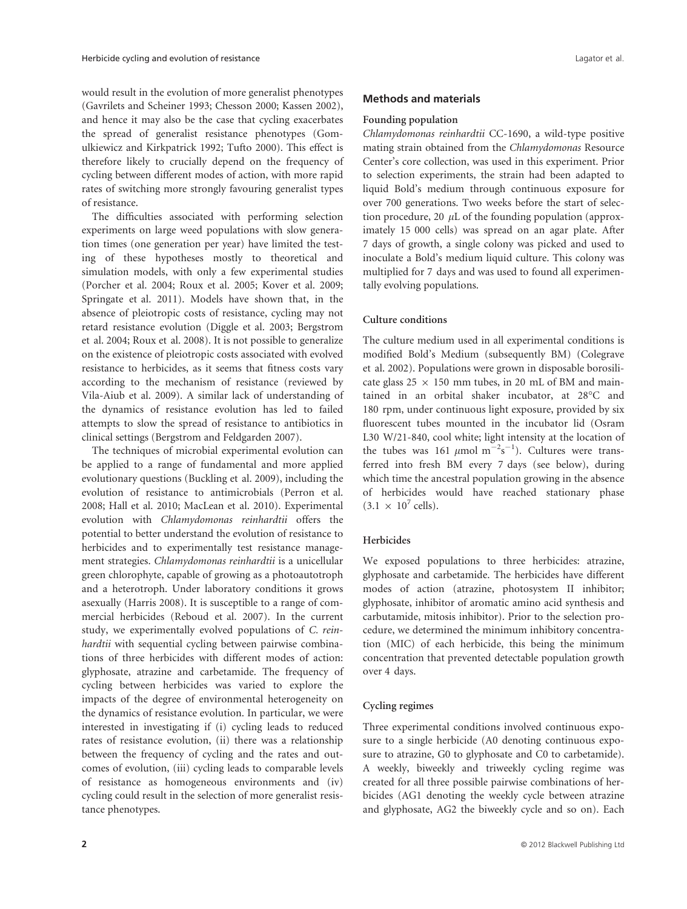would result in the evolution of more generalist phenotypes (Gavrilets and Scheiner 1993; Chesson 2000; Kassen 2002), and hence it may also be the case that cycling exacerbates the spread of generalist resistance phenotypes (Gomulkiewicz and Kirkpatrick 1992; Tufto 2000). This effect is therefore likely to crucially depend on the frequency of cycling between different modes of action, with more rapid rates of switching more strongly favouring generalist types of resistance.

The difficulties associated with performing selection experiments on large weed populations with slow generation times (one generation per year) have limited the testing of these hypotheses mostly to theoretical and simulation models, with only a few experimental studies (Porcher et al. 2004; Roux et al. 2005; Kover et al. 2009; Springate et al. 2011). Models have shown that, in the absence of pleiotropic costs of resistance, cycling may not retard resistance evolution (Diggle et al. 2003; Bergstrom et al. 2004; Roux et al. 2008). It is not possible to generalize on the existence of pleiotropic costs associated with evolved resistance to herbicides, as it seems that fitness costs vary according to the mechanism of resistance (reviewed by Vila-Aiub et al. 2009). A similar lack of understanding of the dynamics of resistance evolution has led to failed attempts to slow the spread of resistance to antibiotics in clinical settings (Bergstrom and Feldgarden 2007).

The techniques of microbial experimental evolution can be applied to a range of fundamental and more applied evolutionary questions (Buckling et al. 2009), including the evolution of resistance to antimicrobials (Perron et al. 2008; Hall et al. 2010; MacLean et al. 2010). Experimental evolution with *Chlamydomonas reinhardtii* offers the potential to better understand the evolution of resistance to herbicides and to experimentally test resistance management strategies. *Chlamydomonas reinhardtii* is a unicellular green chlorophyte, capable of growing as a photoautotroph and a heterotroph. Under laboratory conditions it grows asexually (Harris 2008). It is susceptible to a range of commercial herbicides (Reboud et al. 2007). In the current study, we experimentally evolved populations of *C. reinhardtii* with sequential cycling between pairwise combinations of three herbicides with different modes of action: glyphosate, atrazine and carbetamide. The frequency of cycling between herbicides was varied to explore the impacts of the degree of environmental heterogeneity on the dynamics of resistance evolution. In particular, we were interested in investigating if (i) cycling leads to reduced rates of resistance evolution, (ii) there was a relationship between the frequency of cycling and the rates and outcomes of evolution, (iii) cycling leads to comparable levels of resistance as homogeneous environments and (iv) cycling could result in the selection of more generalist resistance phenotypes.

## Methods and materials

### Founding population

*Chlamydomonas reinhardtii* CC-1690, a wild-type positive mating strain obtained from the *Chlamydomonas* Resource Center's core collection, was used in this experiment. Prior to selection experiments, the strain had been adapted to liquid Bold's medium through continuous exposure for over 700 generations. Two weeks before the start of selection procedure, 20 $\mu$L of the founding population (approximately 15 000 cells) was spread on an agar plate. After 7 days of growth, a single colony was picked and used to inoculate a Bold's medium liquid culture. This colony was multiplied for 7 days and was used to found all experimentally evolving populations.

### Culture conditions

The culture medium used in all experimental conditions is modified Bold's Medium (subsequently BM) (Colegrave et al. 2002). Populations were grown in disposable borosilicate glass 25 × 150 mm tubes, in 20 mL of BM and maintained in an orbital shaker incubator, at 28°C and 180 rpm, under continuous light exposure, provided by six fluorescent tubes mounted in the incubator lid (Osram L30 W/21-840, cool white; light intensity at the location of the tubes was 161 $\mu$mol m$^{-2}$s$^{-1}$). Cultures were transferred into fresh BM every 7 days (see below), during which time the ancestral population growing in the absence of herbicides would have reached stationary phase ($3.1 \times 10^7$ cells).

### Herbicides

We exposed populations to three herbicides: atrazine, glyphosate and carbetamide. The herbicides have different modes of action (atrazine, photosystem II inhibitor; glyphosate, inhibitor of aromatic amino acid synthesis and carbutamide, mitosis inhibitor). Prior to the selection procedure, we determined the minimum inhibitory concentration (MIC) of each herbicide, this being the minimum concentration that prevented detectable population growth over 4 days.

### Cycling regimes

Three experimental conditions involved continuous exposure to a single herbicide (A0 denoting continuous exposure to atrazine, G0 to glyphosate and C0 to carbetamide). A weekly, biweekly and triweekly cycling regime was created for all three possible pairwise combinations of herbicides (AG1 denoting the weekly cycle between atrazine and glyphosate, AG2 the biweekly cycle and so on). Each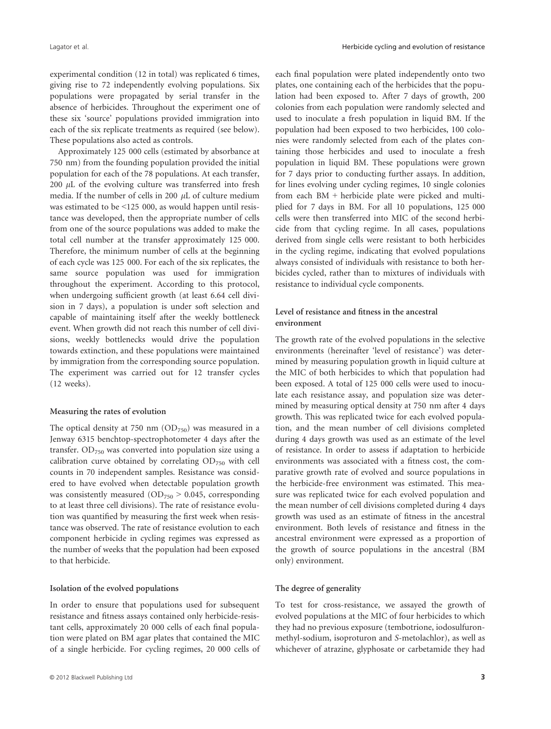experimental condition (12 in total) was replicated 6 times, giving rise to 72 independently evolving populations. Six populations were propagated by serial transfer in the absence of herbicides. Throughout the experiment one of these six 'source' populations provided immigration into each of the six replicate treatments as required (see below). These populations also acted as controls.

Approximately 125 000 cells (estimated by absorbance at 750 nm) from the founding population provided the initial population for each of the 78 populations. At each transfer, 200 $\mu$L of the evolving culture was transferred into fresh media. If the number of cells in 200 $\mu$L of culture medium was estimated to be <125 000, as would happen until resistance was developed, then the appropriate number of cells from one of the source populations was added to make the total cell number at the transfer approximately 125 000. Therefore, the minimum number of cells at the beginning of each cycle was 125 000. For each of the six replicates, the same source population was used for immigration throughout the experiment. According to this protocol, when undergoing sufficient growth (at least 6.64 cell division in 7 days), a population is under soft selection and capable of maintaining itself after the weekly bottleneck event. When growth did not reach this number of cell divisions, weekly bottlenecks would drive the population towards extinction, and these populations were maintained by immigration from the corresponding source population. The experiment was carried out for 12 transfer cycles (12 weeks).

### Measuring the rates of evolution

The optical density at 750 nm ($OD_{750}$) was measured in a Jenway 6315 benchtop-spectrophotometer 4 days after the transfer. $OD_{750}$ was converted into population size using a calibration curve obtained by correlating $OD_{750}$ with cell counts in 70 independent samples. Resistance was considered to have evolved when detectable population growth was consistently measured ($OD_{750}$ > 0.045, corresponding to at least three cell divisions). The rate of resistance evolution was quantified by measuring the first week when resistance was observed. The rate of resistance evolution to each component herbicide in cycling regimes was expressed as the number of weeks that the population had been exposed to that herbicide.

### Isolation of the evolved populations

In order to ensure that populations used for subsequent resistance and fitness assays contained only herbicide-resistant cells, approximately 20 000 cells of each final population were plated on BM agar plates that contained the MIC of a single herbicide. For cycling regimes, 20 000 cells of each final population were plated independently onto two plates, one containing each of the herbicides that the population had been exposed to. After 7 days of growth, 200 colonies from each population were randomly selected and used to inoculate a fresh population in liquid BM. If the population had been exposed to two herbicides, 100 colonies were randomly selected from each of the plates containing those herbicides and used to inoculate a fresh population in liquid BM. These populations were grown for 7 days prior to conducting further assays. In addition, for lines evolving under cycling regimes, 10 single colonies from each BM + herbicide plate were picked and multiplied for 7 days in BM. For all 10 populations, 125 000 cells were then transferred into MIC of the second herbicide from that cycling regime. In all cases, populations derived from single cells were resistant to both herbicides in the cycling regime, indicating that evolved populations always consisted of individuals with resistance to both herbicides cycled, rather than to mixtures of individuals with resistance to individual cycle components.

### Level of resistance and fitness in the ancestral environment

The growth rate of the evolved populations in the selective environments (hereinafter 'level of resistance') was determined by measuring population growth in liquid culture at the MIC of both herbicides to which that population had been exposed. A total of 125 000 cells were used to inoculate each resistance assay, and population size was determined by measuring optical density at 750 nm after 4 days growth. This was replicated twice for each evolved population, and the mean number of cell divisions completed during 4 days growth was used as an estimate of the level of resistance. In order to assess if adaptation to herbicide environments was associated with a fitness cost, the comparative growth rate of evolved and source populations in the herbicide-free environment was estimated. This measure was replicated twice for each evolved population and the mean number of cell divisions completed during 4 days growth was used as an estimate of fitness in the ancestral environment. Both levels of resistance and fitness in the ancestral environment were expressed as a proportion of the growth of source populations in the ancestral (BM only) environment.

### The degree of generality

To test for cross-resistance, we assayed the growth of evolved populations at the MIC of four herbicides to which they had no previous exposure (tembotrione, iodosulfuron-methyl-sodium, isoproturon and *S*-metolachlor), as well as whichever of atrazine, glyphosate or carbetamide they had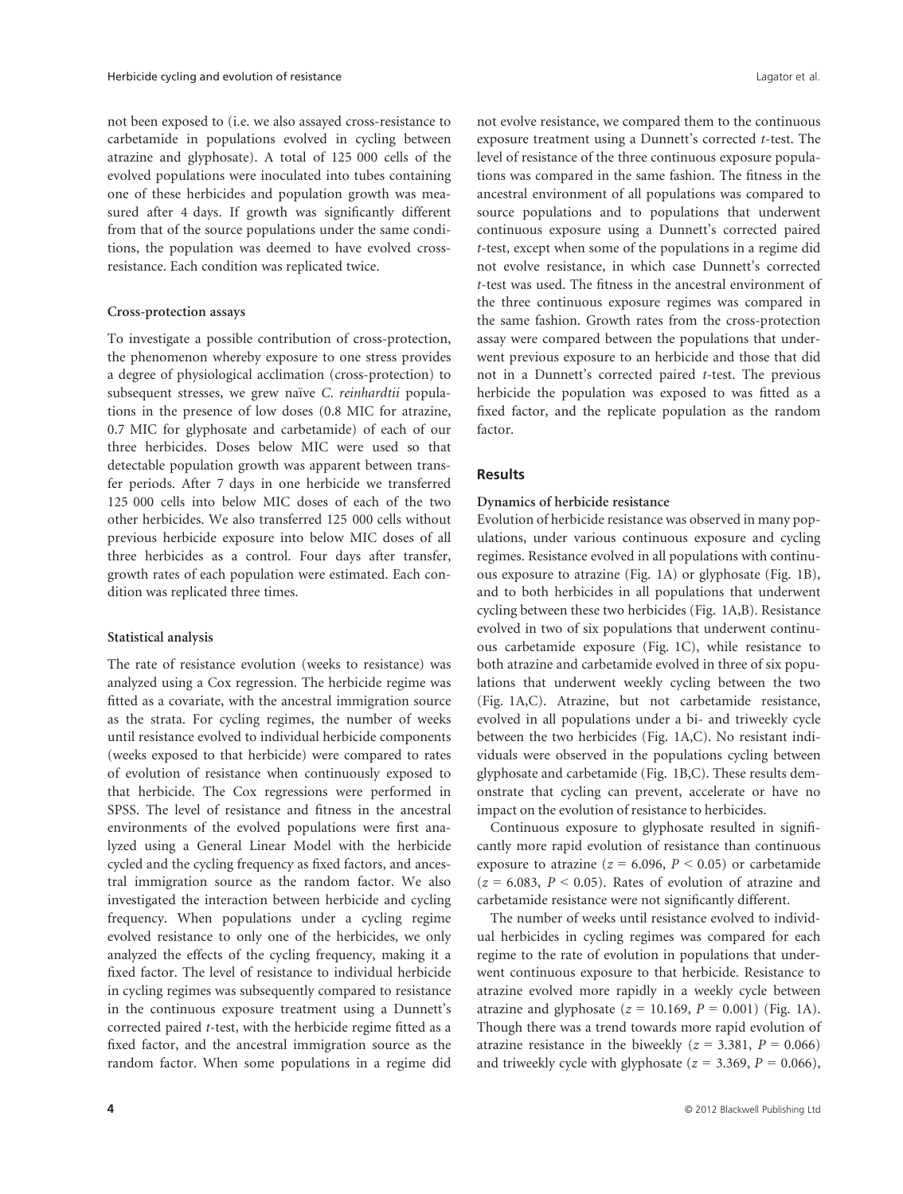not been exposed to (i.e. we also assayed cross-resistance to carbetamide in populations evolved in cycling between atrazine and glyphosate). A total of 125 000 cells of the evolved populations were inoculated into tubes containing one of these herbicides and population growth was measured after 4 days. If growth was significantly different from that of the source populations under the same conditions, the population was deemed to have evolved cross-resistance. Each condition was replicated twice.

#### Cross-protection assays

To investigate a possible contribution of cross-protection, the phenomenon whereby exposure to one stress provides a degree of physiological acclimation (cross-protection) to subsequent stresses, we grew naïve *C. reinhardtii* populations in the presence of low doses (0.8 MIC for atrazine, 0.7 MIC for glyphosate and carbetamide) of each of our three herbicides. Doses below MIC were used so that detectable population growth was apparent between transfer periods. After 7 days in one herbicide we transferred 125 000 cells into below MIC doses of each of the two other herbicides. We also transferred 125 000 cells without previous herbicide exposure into below MIC doses of all three herbicides as a control. Four days after transfer, growth rates of each population were estimated. Each condition was replicated three times.

#### Statistical analysis

The rate of resistance evolution (weeks to resistance) was analyzed using a Cox regression. The herbicide regime was fitted as a covariate, with the ancestral immigration source as the strata. For cycling regimes, the number of weeks until resistance evolved to individual herbicide components (weeks exposed to that herbicide) were compared to rates of evolution of resistance when continuously exposed to that herbicide. The Cox regressions were performed in SPSS. The level of resistance and fitness in the ancestral environments of the evolved populations were first analyzed using a General Linear Model with the herbicide cycled and the cycling frequency as fixed factors, and ancestral immigration source as the random factor. We also investigated the interaction between herbicide and cycling frequency. When populations under a cycling regime evolved resistance to only one of the herbicides, we only analyzed the effects of the cycling frequency, making it a fixed factor. The level of resistance to individual herbicide in cycling regimes was subsequently compared to resistance in the continuous exposure treatment using a Dunnett's corrected paired *t*-test, with the herbicide regime fitted as a fixed factor, and the ancestral immigration source as the random factor. When some populations in a regime did not evolve resistance, we compared them to the continuous exposure treatment using a Dunnett's corrected *t*-test. The level of resistance of the three continuous exposure populations was compared in the same fashion. The fitness in the ancestral environment of all populations was compared to source populations and to populations that underwent continuous exposure using a Dunnett's corrected paired *t*-test, except when some of the populations in a regime did not evolve resistance, in which case Dunnett's corrected *t*-test was used. The fitness in the ancestral environment of the three continuous exposure regimes was compared in the same fashion. Growth rates from the cross-protection assay were compared between the populations that underwent previous exposure to an herbicide and those that did not in a Dunnett's corrected paired *t*-test. The previous herbicide the population was exposed to was fitted as a fixed factor, and the replicate population as the random factor.

## Results

#### Dynamics of herbicide resistance

Evolution of herbicide resistance was observed in many populations, under various continuous exposure and cycling regimes. Resistance evolved in all populations with continuous exposure to atrazine (Fig. 1A) or glyphosate (Fig. 1B), and to both herbicides in all populations that underwent cycling between these two herbicides (Fig. 1A,B). Resistance evolved in two of six populations that underwent continuous carbetamide exposure (Fig. 1C), while resistance to both atrazine and carbetamide evolved in three of six populations that underwent weekly cycling between the two (Fig. 1A,C). Atrazine, but not carbetamide resistance, evolved in all populations under a bi- and triweekly cycle between the two herbicides (Fig. 1A,C). No resistant individuals were observed in the populations cycling between glyphosate and carbetamide (Fig. 1B,C). These results demonstrate that cycling can prevent, accelerate or have no impact on the evolution of resistance to herbicides.

Continuous exposure to glyphosate resulted in significantly more rapid evolution of resistance than continuous exposure to atrazine ($z = 6.096$, $P < 0.05$) or carbetamide ($z = 6.083$, $P < 0.05$). Rates of evolution of atrazine and carbetamide resistance were not significantly different.

The number of weeks until resistance evolved to individual herbicides in cycling regimes was compared for each regime to the rate of evolution in populations that underwent continuous exposure to that herbicide. Resistance to atrazine evolved more rapidly in a weekly cycle between atrazine and glyphosate ($z = 10.169$, $P = 0.001$) (Fig. 1A). Though there was a trend towards more rapid evolution of atrazine resistance in the biweekly ($z = 3.381$, $P = 0.066$) and triweekly cycle with glyphosate ($z = 3.369$, $P = 0.066$),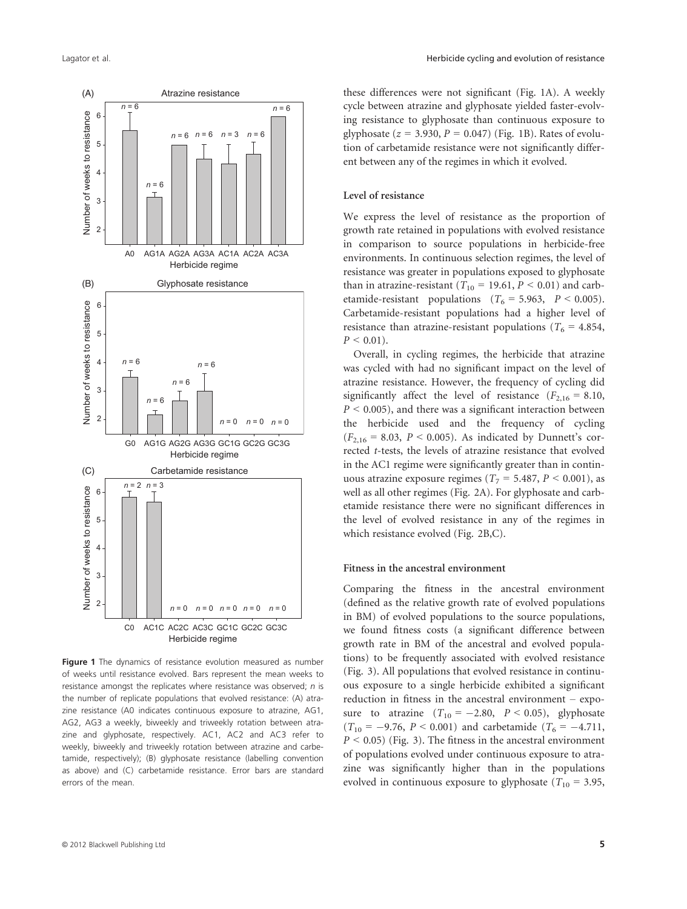Figure 1 The dynamics of resistance evolution measured as number of weeks until resistance evolved. Bars represent the mean weeks to resistance amongst the replicates where resistance was observed; *n* is the number of replicate populations that evolved resistance: (A) atrazine resistance (A0 indicates continuous exposure to atrazine, AG1, AG2, AG3 a weekly, biweekly and triweekly rotation between atrazine and glyphosate, respectively. AC1, AC2 and AC3 refer to weekly, biweekly and triweekly rotation between atrazine and carbetamide, respectively); (B) glyphosate resistance (labelling convention as above) and (C) carbetamide resistance. Error bars are standard errors of the mean.

these differences were not significant (Fig. 1A). A weekly cycle between atrazine and glyphosate yielded faster-evolving resistance to glyphosate than continuous exposure to glyphosate ($z = 3.930$, $P = 0.047$) (Fig. 1B). Rates of evolution of carbetamide resistance were not significantly different between any of the regimes in which it evolved.

### Level of resistance

We express the level of resistance as the proportion of growth rate retained in populations with evolved resistance in comparison to source populations in herbicide-free environments. In continuous selection regimes, the level of resistance was greater in populations exposed to glyphosate than in atrazine-resistant ($T_{10} = 19.61$, $P < 0.01$) and carbetamide-resistant populations ($T_6 = 5.963$, $P < 0.005$). Carbetamide-resistant populations had a higher level of resistance than atrazine-resistant populations ($T_6 = 4.854$, $P < 0.01$).

Overall, in cycling regimes, the herbicide that atrazine was cycled with had no significant impact on the level of atrazine resistance. However, the frequency of cycling did significantly affect the level of resistance ($F_{2,16} = 8.10$, $P < 0.005$), and there was a significant interaction between the herbicide used and the frequency of cycling ($F_{2,16} = 8.03$, $P < 0.005$). As indicated by Dunnett's corrected *t*-tests, the levels of atrazine resistance that evolved in the AC1 regime were significantly greater than in continuous atrazine exposure regimes ($T_7 = 5.487$, $P < 0.001$), as well as all other regimes (Fig. 2A). For glyphosate and carbetamide resistance there were no significant differences in the level of evolved resistance in any of the regimes in which resistance evolved (Fig. 2B,C).

### Fitness in the ancestral environment

Comparing the fitness in the ancestral environment (defined as the relative growth rate of evolved populations in BM) of evolved populations to the source populations, we found fitness costs (a significant difference between growth rate in BM of the ancestral and evolved populations) to be frequently associated with evolved resistance (Fig. 3). All populations that evolved resistance in continuous exposure to a single herbicide exhibited a significant reduction in fitness in the ancestral environment – exposure to atrazine ($T_{10} = -2.80$, $P < 0.05$), glyphosate ($T_{10} = -9.76$, $P < 0.001$) and carbetamide ($T_6 = -4.711$, $P < 0.05$) (Fig. 3). The fitness in the ancestral environment of populations evolved under continuous exposure to atrazine was significantly higher than in the populations evolved in continuous exposure to glyphosate ($T_{10} = 3.95$,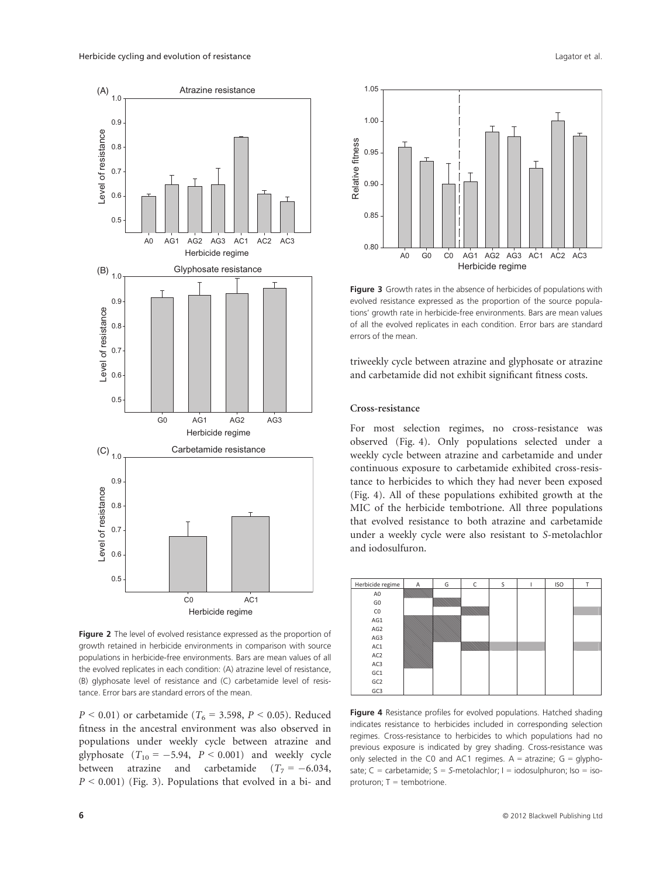**Figure 2** The level of evolved resistance expressed as the proportion of growth retained in herbicide environments in comparison with source populations in herbicide-free environments. Bars are mean values of all the evolved replicates in each condition: (A) atrazine level of resistance, (B) glyphosate level of resistance and (C) carbetamide level of resistance. Error bars are standard errors of the mean.

$P < 0.01$) or carbetamide ($T_6 = 3.598$, $P < 0.05$). Reduced fitness in the ancestral environment was also observed in populations under weekly cycle between atrazine and glyphosate ($T_{10} = -5.94$, $P < 0.001$) and weekly cycle between atrazine and carbetamide ($T_7 = -6.034$, $P < 0.001$) (Fig. 3). Populations that evolved in a bi- and triweekly cycle between atrazine and glyphosate or atrazine and carbetamide did not exhibit significant fitness costs.

**Figure 3** Growth rates in the absence of herbicides of populations with evolved resistance expressed as the proportion of the source populations' growth rate in herbicide-free environments. Bars are mean values of all the evolved replicates in each condition. Error bars are standard errors of the mean.

### Cross-resistance

For most selection regimes, no cross-resistance was observed (Fig. 4). Only populations selected under a weekly cycle between atrazine and carbetamide and under continuous exposure to carbetamide exhibited cross-resistance to herbicides to which they had never been exposed (Fig. 4). All of these populations exhibited growth at the MIC of the herbicide tembotrione. All three populations that evolved resistance to both atrazine and carbetamide under a weekly cycle were also resistant to *S*-metolachlor and iodosulfuron.

**Figure 4** Resistance profiles for evolved populations. Hatched shading indicates resistance to herbicides included in corresponding selection regimes. Cross-resistance to herbicides to which populations had no previous exposure is indicated by grey shading. Cross-resistance was only selected in the C0 and AC1 regimes. A = atrazine; G = glyphosate; C = carbetamide; S = *S*-metolachlor; I = iodosulphuron; Iso = isoproturon; T = tembotrione.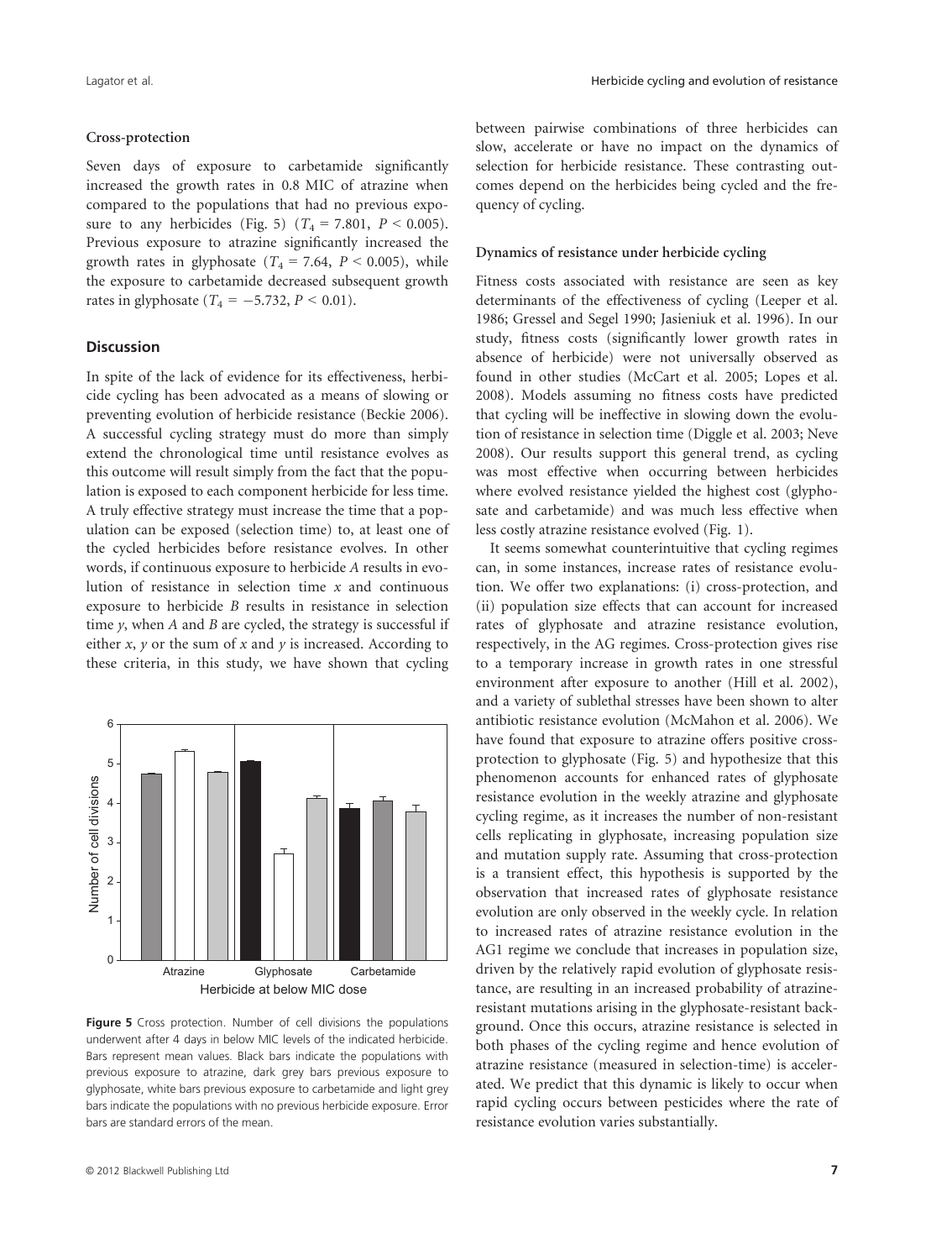#### Cross-protection

Seven days of exposure to carbetamide significantly increased the growth rates in 0.8 MIC of atrazine when compared to the populations that had no previous exposure to any herbicides (Fig. 5) ($T_4 = 7.801$, $P < 0.005$). Previous exposure to atrazine significantly increased the growth rates in glyphosate ($T_4 = 7.64$, $P < 0.005$), while the exposure to carbetamide decreased subsequent growth rates in glyphosate ($T_4 = -5.732$, $P < 0.01$).

### Discussion

In spite of the lack of evidence for its effectiveness, herbicide cycling has been advocated as a means of slowing or preventing evolution of herbicide resistance (Beckie 2006). A successful cycling strategy must do more than simply extend the chronological time until resistance evolves as this outcome will result simply from the fact that the population is exposed to each component herbicide for less time. A truly effective strategy must increase the time that a population can be exposed (selection time) to, at least one of the cycled herbicides before resistance evolves. In other words, if continuous exposure to herbicide *A* results in evolution of resistance in selection time *x* and continuous exposure to herbicide *B* results in resistance in selection time *y*, when *A* and *B* are cycled, the strategy is successful if either *x*, *y* or the sum of *x* and *y* is increased. According to these criteria, in this study, we have shown that cycling between pairwise combinations of three herbicides can slow, accelerate or have no impact on the dynamics of selection for herbicide resistance. These contrasting outcomes depend on the herbicides being cycled and the frequency of cycling.

**Figure 5** Cross protection. Number of cell divisions the populations underwent after 4 days in below MIC levels of the indicated herbicide. Bars represent mean values. Black bars indicate the populations with previous exposure to atrazine, dark grey bars previous exposure to glyphosate, white bars previous exposure to carbetamide and light grey bars indicate the populations with no previous herbicide exposure. Error bars are standard errors of the mean.

#### Dynamics of resistance under herbicide cycling

Fitness costs associated with resistance are seen as key determinants of the effectiveness of cycling (Leeper et al. 1986; Gressel and Segel 1990; Jasieniuk et al. 1996). In our study, fitness costs (significantly lower growth rates in absence of herbicide) were not universally observed as found in other studies (McCart et al. 2005; Lopes et al. 2008). Models assuming no fitness costs have predicted that cycling will be ineffective in slowing down the evolution of resistance in selection time (Diggle et al. 2003; Neve 2008). Our results support this general trend, as cycling was most effective when occurring between herbicides where evolved resistance yielded the highest cost (glyphosate and carbetamide) and was much less effective when less costly atrazine resistance evolved (Fig. 1).

It seems somewhat counterintuitive that cycling regimes can, in some instances, increase rates of resistance evolution. We offer two explanations: (i) cross-protection, and (ii) population size effects that can account for increased rates of glyphosate and atrazine resistance evolution, respectively, in the AG regimes. Cross-protection gives rise to a temporary increase in growth rates in one stressful environment after exposure to another (Hill et al. 2002), and a variety of sublethal stresses have been shown to alter antibiotic resistance evolution (McMahon et al. 2006). We have found that exposure to atrazine offers positive cross-protection to glyphosate (Fig. 5) and hypothesize that this phenomenon accounts for enhanced rates of glyphosate resistance evolution in the weekly atrazine and glyphosate cycling regime, as it increases the number of non-resistant cells replicating in glyphosate, increasing population size and mutation supply rate. Assuming that cross-protection is a transient effect, this hypothesis is supported by the observation that increased rates of glyphosate resistance evolution are only observed in the weekly cycle. In relation to increased rates of atrazine resistance evolution in the AG1 regime we conclude that increases in population size, driven by the relatively rapid evolution of glyphosate resistance, are resulting in an increased probability of atrazine-resistant mutations arising in the glyphosate-resistant background. Once this occurs, atrazine resistance is selected in both phases of the cycling regime and hence evolution of atrazine resistance (measured in selection-time) is accelerated. We predict that this dynamic is likely to occur when rapid cycling occurs between pesticides where the rate of resistance evolution varies substantially.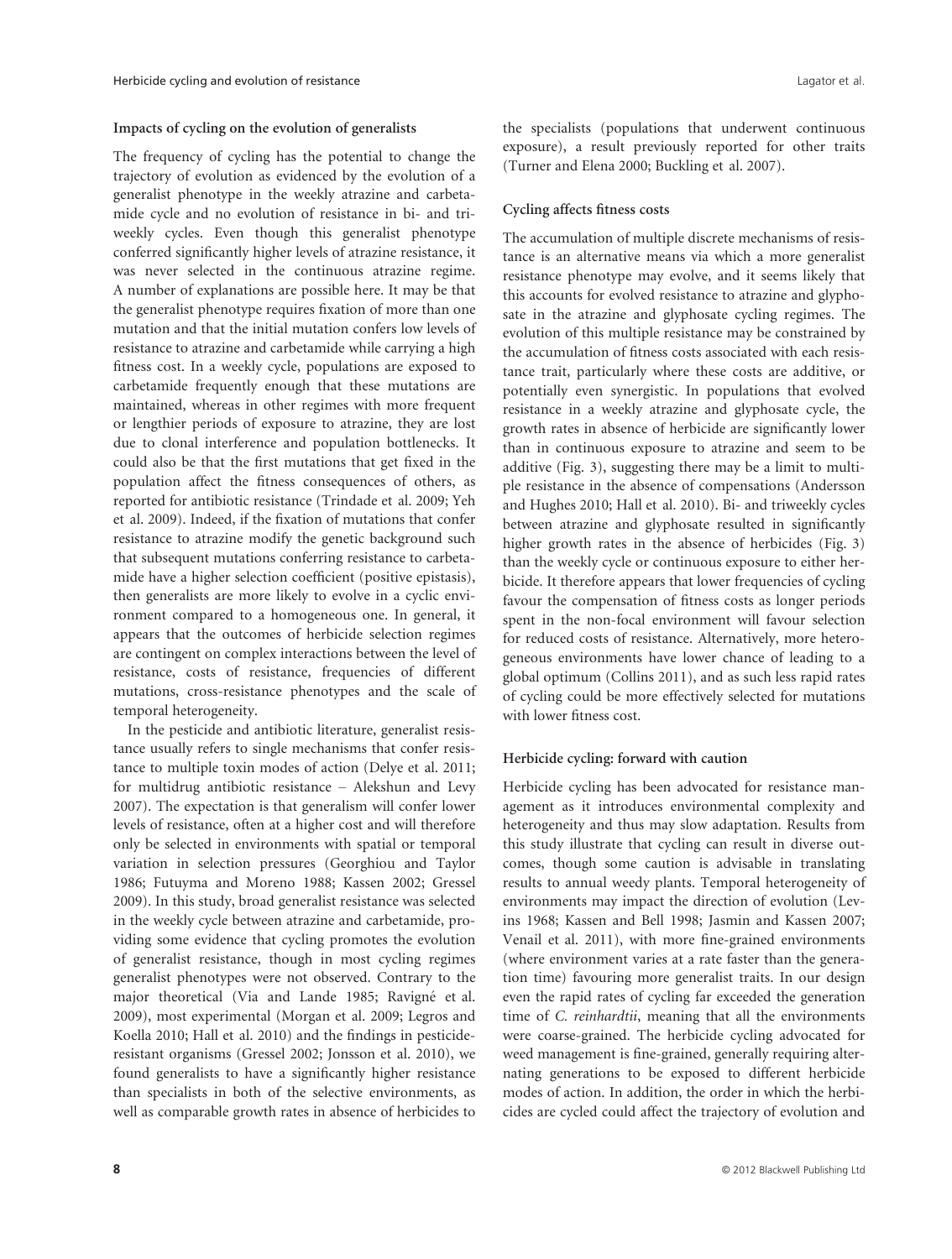### Impacts of cycling on the evolution of generalists

The frequency of cycling has the potential to change the trajectory of evolution as evidenced by the evolution of a generalist phenotype in the weekly atrazine and carbetamide cycle and no evolution of resistance in bi- and tri-weekly cycles. Even though this generalist phenotype conferred significantly higher levels of atrazine resistance, it was never selected in the continuous atrazine regime. A number of explanations are possible here. It may be that the generalist phenotype requires fixation of more than one mutation and that the initial mutation confers low levels of resistance to atrazine and carbetamide while carrying a high fitness cost. In a weekly cycle, populations are exposed to carbetamide frequently enough that these mutations are maintained, whereas in other regimes with more frequent or lengthier periods of exposure to atrazine, they are lost due to clonal interference and population bottlenecks. It could also be that the first mutations that get fixed in the population affect the fitness consequences of others, as reported for antibiotic resistance (Trindade et al. 2009; Yeh et al. 2009). Indeed, if the fixation of mutations that confer resistance to atrazine modify the genetic background such that subsequent mutations conferring resistance to carbetamide have a higher selection coefficient (positive epistasis), then generalists are more likely to evolve in a cyclic environment compared to a homogeneous one. In general, it appears that the outcomes of herbicide selection regimes are contingent on complex interactions between the level of resistance, costs of resistance, frequencies of different mutations, cross-resistance phenotypes and the scale of temporal heterogeneity.

In the pesticide and antibiotic literature, generalist resistance usually refers to single mechanisms that confer resistance to multiple toxin modes of action (Delye et al. 2011; for multidrug antibiotic resistance – Alekshun and Levy 2007). The expectation is that generalism will confer lower levels of resistance, often at a higher cost and will therefore only be selected in environments with spatial or temporal variation in selection pressures (Georghiou and Taylor 1986; Futuyma and Moreno 1988; Kassen 2002; Gressel 2009). In this study, broad generalist resistance was selected in the weekly cycle between atrazine and carbetamide, providing some evidence that cycling promotes the evolution of generalist resistance, though in most cycling regimes generalist phenotypes were not observed. Contrary to the major theoretical (Via and Lande 1985; Ravigné et al. 2009), most experimental (Morgan et al. 2009; Legros and Koella 2010; Hall et al. 2010) and the findings in pesticide-resistant organisms (Gressel 2002; Jonsson et al. 2010), we found generalists to have a significantly higher resistance than specialists in both of the selective environments, as well as comparable growth rates in absence of herbicides to the specialists (populations that underwent continuous exposure), a result previously reported for other traits (Turner and Elena 2000; Buckling et al. 2007).

### Cycling affects fitness costs

The accumulation of multiple discrete mechanisms of resistance is an alternative means via which a more generalist resistance phenotype may evolve, and it seems likely that this accounts for evolved resistance to atrazine and glyphosate in the atrazine and glyphosate cycling regimes. The evolution of this multiple resistance may be constrained by the accumulation of fitness costs associated with each resistance trait, particularly where these costs are additive, or potentially even synergistic. In populations that evolved resistance in a weekly atrazine and glyphosate cycle, the growth rates in absence of herbicide are significantly lower than in continuous exposure to atrazine and seem to be additive (Fig. 3), suggesting there may be a limit to multiple resistance in the absence of compensations (Andersson and Hughes 2010; Hall et al. 2010). Bi- and triweekly cycles between atrazine and glyphosate resulted in significantly higher growth rates in the absence of herbicides (Fig. 3) than the weekly cycle or continuous exposure to either herbicide. It therefore appears that lower frequencies of cycling favour the compensation of fitness costs as longer periods spent in the non-focal environment will favour selection for reduced costs of resistance. Alternatively, more heterogeneous environments have lower chance of leading to a global optimum (Collins 2011), and as such less rapid rates of cycling could be more effectively selected for mutations with lower fitness cost.

### Herbicide cycling: forward with caution

Herbicide cycling has been advocated for resistance management as it introduces environmental complexity and heterogeneity and thus may slow adaptation. Results from this study illustrate that cycling can result in diverse outcomes, though some caution is advisable in translating results to annual weedy plants. Temporal heterogeneity of environments may impact the direction of evolution (Levins 1968; Kassen and Bell 1998; Jasmin and Kassen 2007; Venail et al. 2011), with more fine-grained environments (where environment varies at a rate faster than the generation time) favouring more generalist traits. In our design even the rapid rates of cycling far exceeded the generation time of *C. reinhardtii*, meaning that all the environments were coarse-grained. The herbicide cycling advocated for weed management is fine-grained, generally requiring alternating generations to be exposed to different herbicide modes of action. In addition, the order in which the herbicides are cycled could affect the trajectory of evolution and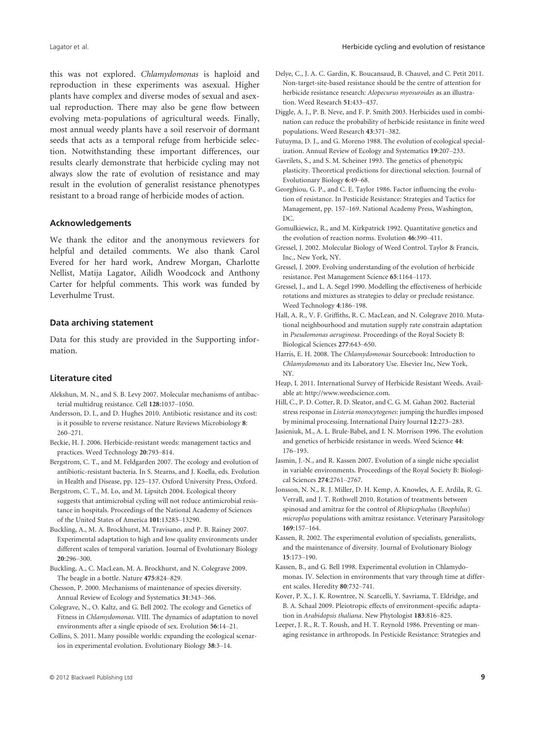this was not explored. *Chlamydomonas* is haploid and reproduction in these experiments was asexual. Higher plants have complex and diverse modes of sexual and asexual reproduction. There may also be gene flow between evolving meta-populations of agricultural weeds. Finally, most annual weedy plants have a soil reservoir of dormant seeds that acts as a temporal refuge from herbicide selection. Notwithstanding these important differences, our results clearly demonstrate that herbicide cycling may not always slow the rate of evolution of resistance and may result in the evolution of generalist resistance phenotypes resistant to a broad range of herbicide modes of action.

## Acknowledgements

We thank the editor and the anonymous reviewers for helpful and detailed comments. We also thank Carol Evered for her hard work, Andrew Morgan, Charlotte Nellist, Matija Lagator, Ailidh Woodcock and Anthony Carter for helpful comments. This work was funded by Leverhulme Trust.

## Data archiving statement

Data for this study are provided in the Supporting information.

## Literature cited

Alekshun, M. N., and S. B. Levy 2007. Molecular mechanisms of antibacterial multidrug resistance. Cell **128**:1037–1050.

Andersson, D. I., and D. Hughes 2010. Antibiotic resistance and its cost: is it possible to reverse resistance. Nature Reviews Microbiology **8**: 260–271.

Beckie, H. J. 2006. Herbicide-resistant weeds: management tactics and practices. Weed Technology **20**:793–814.

Bergstrom, C. T., and M. Feldgarden 2007. The ecology and evolution of antibiotic-resistant bacteria. In S. Stearns, and J. Koella, eds. Evolution in Health and Disease, pp. 125–137. Oxford University Press, Oxford.

Bergstrom, C. T., M. Lo, and M. Lipsitch 2004. Ecological theory suggests that antimicrobial cycling will not reduce antimicrobial resistance in hospitals. Proceedings of the National Academy of Sciences of the United States of America **101**:13285–13290.

Buckling, A., M. A. Brockhurst, M. Travisano, and P. B. Rainey 2007. Experimental adaptation to high and low quality environments under different scales of temporal variation. Journal of Evolutionary Biology **20**:296–300.

Buckling, A., C. MacLean, M. A. Brockhurst, and N. Colegrave 2009. The beagle in a bottle. Nature **475**:824–829.

Chesson, P. 2000. Mechanisms of maintenance of species diversity. Annual Review of Ecology and Systematics **31**:343–366.

Colegrave, N., O. Kaltz, and G. Bell 2002. The ecology and Genetics of Fitness in *Chlamydomonas.* VIII. The dynamics of adaptation to novel environments after a single episode of sex. Evolution **56**:14–21.

Collins, S. 2011. Many possible worlds: expanding the ecological scenarios in experimental evolution. Evolutionary Biology **38**:3–14.

Delye, C., J. A. C. Gardin, K. Boucansaud, B. Chauvel, and C. Petit 2011. Non-target-site-based resistance should be the centre of attention for herbicide resistance research: *Alopecurus myosuroides* as an illustration. Weed Research **51**:433–437.

Diggle, A. J., P. B. Neve, and F. P. Smith 2003. Herbicides used in combination can reduce the probability of herbicide resistance in finite weed populations. Weed Research **43**:371–382.

Futuyma, D. J., and G. Moreno 1988. The evolution of ecological specialization. Annual Review of Ecology and Systematics **19**:207–233.

Gavrilets, S., and S. M. Scheiner 1993. The genetics of phenotypic plasticity. Theoretical predictions for directional selection. Journal of Evolutionary Biology **6**:49–68.

Georghiou, G. P., and C. E. Taylor 1986. Factor influencing the evolution of resistance. In Pesticide Resistance: Strategies and Tactics for Management, pp. 157–169. National Academy Press, Washington, DC.

Gomulkiewicz, R., and M. Kirkpatrick 1992. Quantitative genetics and the evolution of reaction norms. Evolution **46**:390–411.

Gressel, J. 2002. Molecular Biology of Weed Control. Taylor & Francis, Inc., New York, NY.

Gressel, J. 2009. Evolving understanding of the evolution of herbicide resistance. Pest Management Science **65**:1164–1173.

Gressel, J., and L. A. Segel 1990. Modelling the effectiveness of herbicide rotations and mixtures as strategies to delay or preclude resistance. Weed Technology **4**:186–198.

Hall, A. R., V. F. Griffiths, R. C. MacLean, and N. Colegrave 2010. Mutational neighbourhood and mutation supply rate constrain adaptation in *Pseudomonas aeruginosa*. Proceedings of the Royal Society B: Biological Sciences **277**:643–650.

Harris, E. H. 2008. The *Chlamydomonas* Sourcebook: Introduction to *Chlamydomonas* and its Laboratory Use. Elsevier Inc, New York, NY.

Heap, I. 2011. International Survey of Herbicide Resistant Weeds. Available at: http://www.weedscience.com.

Hill, C., P. D. Cotter, R. D. Sleator, and C. G. M. Gahan 2002. Bacterial stress response in *Listeria monocytogenes*: jumping the hurdles imposed by minimal processing. International Dairy Journal **12**:273–283.

Jasieniuk, M., A. L. Brule-Babel, and I. N. Morrison 1996. The evolution and genetics of herbicide resistance in weeds. Weed Science **44**: 176–193.

Jasmin, J.-N., and R. Kassen 2007. Evolution of a single niche specialist in variable environments. Proceedings of the Royal Society B: Biological Sciences **274**:2761–2767.

Jonsson, N. N., R. J. Miller, D. H. Kemp, A. Knowles, A. E. Ardila, R. G. Verrall, and J. T. Rothwell 2010. Rotation of treatments between spinosad and amitraz for the control of *Rhipicephalus* (*Boophilus*) *microplus* populations with amitraz resistance. Veterinary Parasitology **169**:157–164.

Kassen, R. 2002. The experimental evolution of specialists, generalists, and the maintenance of diversity. Journal of Evolutionary Biology **15**:173–190.

Kassen, B., and G. Bell 1998. Experimental evolution in Chlamydomonas. IV. Selection in environments that vary through time at different scales. Heredity **80**:732–741.

Kover, P. X., J. K. Rowntree, N. Scarcelli, Y. Savriama, T. Eldridge, and B. A. Schaal 2009. Pleiotropic effects of environment-specific adaptation in *Arabidopsis thaliana*. New Phytologist **183**:816–825.

Leeper, J. R., R. T. Roush, and H. T. Reynold 1986. Preventing or managing resistance in arthropods. In Pesticide Resistance: Strategies and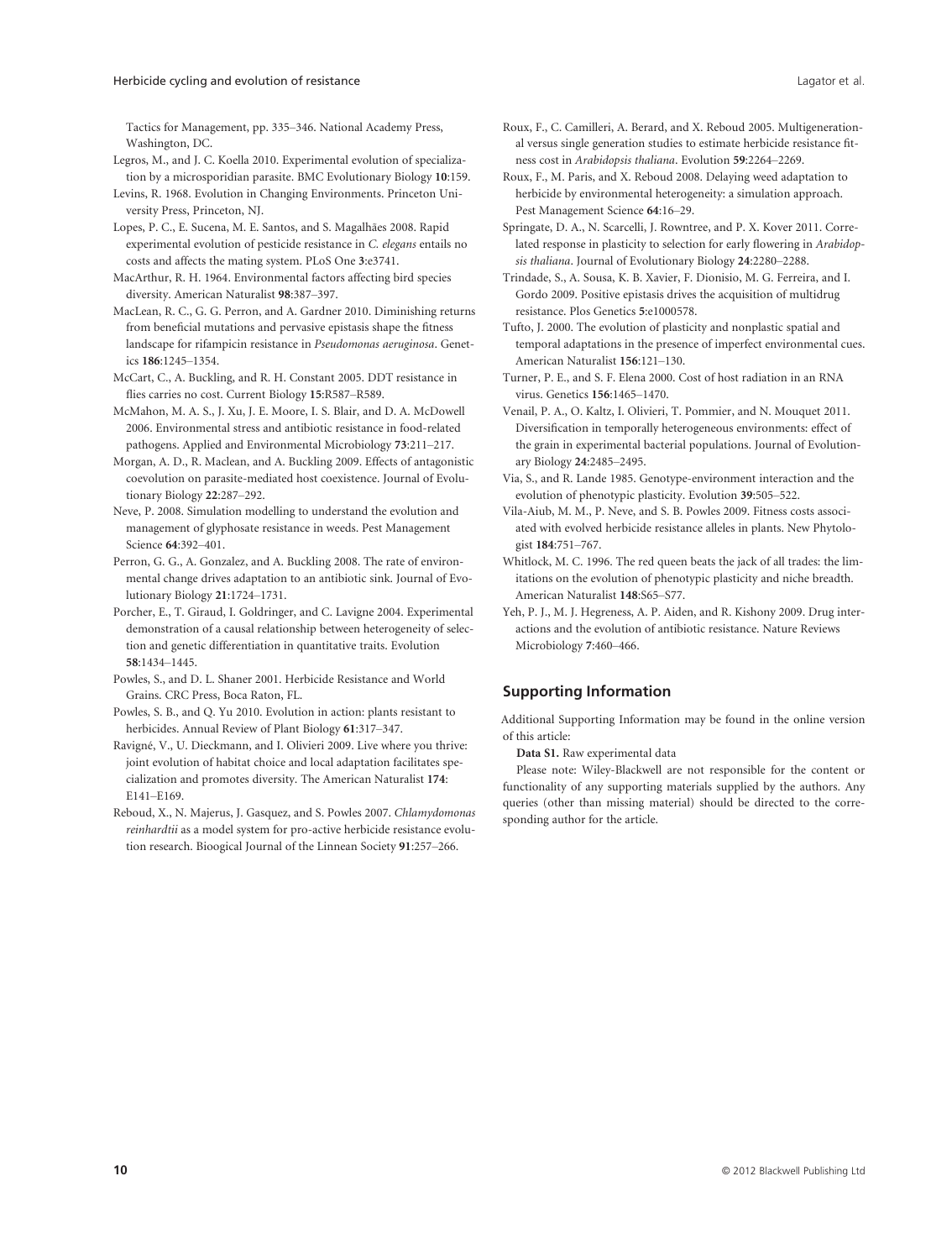Tactics for Management, pp. 335–346. National Academy Press, Washington, DC.

Legros, M., and J. C. Koella 2010. Experimental evolution of specialization by a microsporidian parasite. BMC Evolutionary Biology **10**:159.

Levins, R. 1968. Evolution in Changing Environments. Princeton University Press, Princeton, NJ.

Lopes, P. C., E. Sucena, M. E. Santos, and S. Magalhães 2008. Rapid experimental evolution of pesticide resistance in *C. elegans* entails no costs and affects the mating system. PLoS One **3**:e3741.

MacArthur, R. H. 1964. Environmental factors affecting bird species diversity. American Naturalist **98**:387–397.

MacLean, R. C., G. G. Perron, and A. Gardner 2010. Diminishing returns from beneficial mutations and pervasive epistasis shape the fitness landscape for rifampicin resistance in *Pseudomonas aeruginosa*. Genetics **186**:1245–1354.

McCart, C., A. Buckling, and R. H. Constant 2005. DDT resistance in flies carries no cost. Current Biology **15**:R587–R589.

McMahon, M. A. S., J. Xu, J. E. Moore, I. S. Blair, and D. A. McDowell 2006. Environmental stress and antibiotic resistance in food-related pathogens. Applied and Environmental Microbiology **73**:211–217.

Morgan, A. D., R. Maclean, and A. Buckling 2009. Effects of antagonistic coevolution on parasite-mediated host coexistence. Journal of Evolutionary Biology **22**:287–292.

Neve, P. 2008. Simulation modelling to understand the evolution and management of glyphosate resistance in weeds. Pest Management Science **64**:392–401.

Perron, G. G., A. Gonzalez, and A. Buckling 2008. The rate of environmental change drives adaptation to an antibiotic sink. Journal of Evolutionary Biology **21**:1724–1731.

Porcher, E., T. Giraud, I. Goldringer, and C. Lavigne 2004. Experimental demonstration of a causal relationship between heterogeneity of selection and genetic differentiation in quantitative traits. Evolution **58**:1434–1445.

Powles, S., and D. L. Shaner 2001. Herbicide Resistance and World Grains. CRC Press, Boca Raton, FL.

Powles, S. B., and Q. Yu 2010. Evolution in action: plants resistant to herbicides. Annual Review of Plant Biology **61**:317–347.

Ravigné, V., U. Dieckmann, and I. Olivieri 2009. Live where you thrive: joint evolution of habitat choice and local adaptation facilitates specialization and promotes diversity. The American Naturalist **174**: E141–E169.

Reboud, X., N. Majerus, J. Gasquez, and S. Powles 2007. *Chlamydomonas reinhardtii* as a model system for pro-active herbicide resistance evolution research. Bioogical Journal of the Linnean Society **91**:257–266.

Roux, F., C. Camilleri, A. Berard, and X. Reboud 2005. Multigenerational versus single generation studies to estimate herbicide resistance fitness cost in *Arabidopsis thaliana*. Evolution **59**:2264–2269.

Roux, F., M. Paris, and X. Reboud 2008. Delaying weed adaptation to herbicide by environmental heterogeneity: a simulation approach. Pest Management Science **64**:16–29.

Springate, D. A., N. Scarcelli, J. Rowntree, and P. X. Kover 2011. Correlated response in plasticity to selection for early flowering in *Arabidopsis thaliana*. Journal of Evolutionary Biology **24**:2280–2288.

Trindade, S., A. Sousa, K. B. Xavier, F. Dionisio, M. G. Ferreira, and I. Gordo 2009. Positive epistasis drives the acquisition of multidrug resistance. Plos Genetics **5**:e1000578.

Tufto, J. 2000. The evolution of plasticity and nonplastic spatial and temporal adaptations in the presence of imperfect environmental cues. American Naturalist **156**:121–130.

Turner, P. E., and S. F. Elena 2000. Cost of host radiation in an RNA virus. Genetics **156**:1465–1470.

Venail, P. A., O. Kaltz, I. Olivieri, T. Pommier, and N. Mouquet 2011. Diversification in temporally heterogeneous environments: effect of the grain in experimental bacterial populations. Journal of Evolutionary Biology **24**:2485–2495.

Via, S., and R. Lande 1985. Genotype-environment interaction and the evolution of phenotypic plasticity. Evolution **39**:505–522.

Vila-Aiub, M. M., P. Neve, and S. B. Powles 2009. Fitness costs associated with evolved herbicide resistance alleles in plants. New Phytologist **184**:751–767.

Whitlock, M. C. 1996. The red queen beats the jack of all trades: the limitations on the evolution of phenotypic plasticity and niche breadth. American Naturalist **148**:S65–S77.

Yeh, P. J., M. J. Hegreness, A. P. Aiden, and R. Kishony 2009. Drug interactions and the evolution of antibiotic resistance. Nature Reviews Microbiology **7**:460–466.

## Supporting Information

Additional Supporting Information may be found in the online version of this article:

**Data S1.** Raw experimental data

Please note: Wiley-Blackwell are not responsible for the content or functionality of any supporting materials supplied by the authors. Any queries (other than missing material) should be directed to the corresponding author for the article.